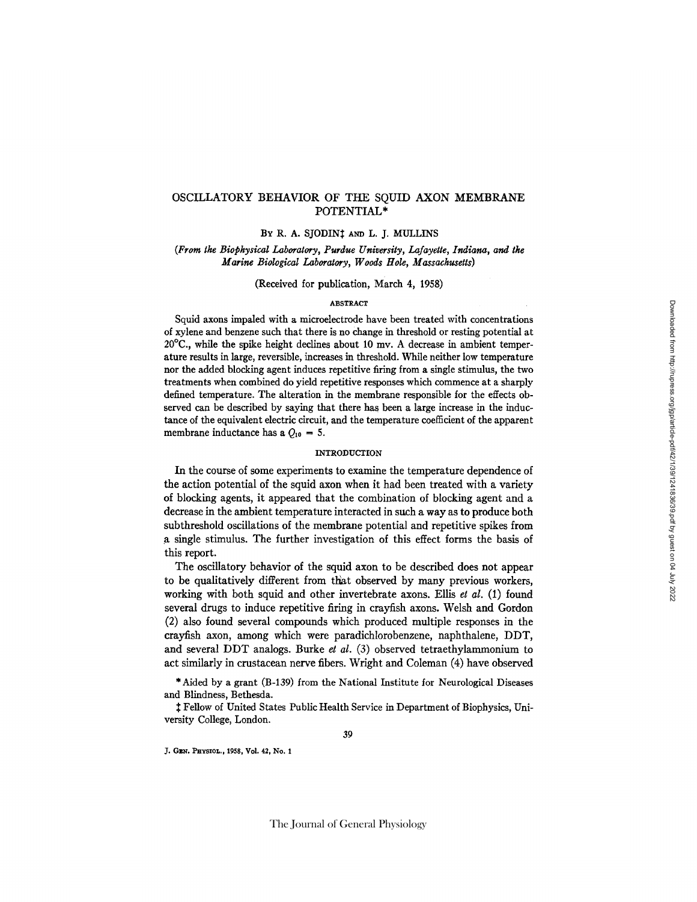# OSCILLATORY BEHAVIOR OF THE SQUID AXON MEMBRANE POTENTIAL*

By R. A. SJODIN‡ and L. J. MULLINS

*(From the Biophysical Laboratory, Purdue University, Lafayette, Indiana, and the Marine Biological Laboratory, Woods Hole, Massachusetts)*

(Received for publication, March 4, 1958)

## ABSTRACT

Squid axons impaled with a microelectrode have been treated with concentrations of xylene and benzene such that there is no change in threshold or resting potential at 20°C., while the spike height declines about 10 mv. A decrease in ambient temperature results in large, reversible, increases in threshold. While neither low temperature nor the added blocking agent induces repetitive firing from a single stimulus, the two treatments when combined do yield repetitive responses which commence at a sharply defined temperature. The alteration in the membrane responsible for the effects observed can be described by saying that there has been a large increase in the inductance of the equivalent electric circuit, and the temperature coefficient of the apparent membrane inductance has a $Q_{10} = 5$.

## INTRODUCTION

In the course of some experiments to examine the temperature dependence of the action potential of the squid axon when it had been treated with a variety of blocking agents, it appeared that the combination of blocking agent and a decrease in the ambient temperature interacted in such a way as to produce both subthreshold oscillations of the membrane potential and repetitive spikes from a single stimulus. The further investigation of this effect forms the basis of this report.

The oscillatory behavior of the squid axon to be described does not appear to be qualitatively different from that observed by many previous workers, working with both squid and other invertebrate axons. Ellis *et al.* (1) found several drugs to induce repetitive firing in crayfish axons. Welsh and Gordon (2) also found several compounds which produced multiple responses in the crayfish axon, among which were paradichlorobenzene, naphthalene, DDT, and several DDT analogs. Burke *et al.* (3) observed tetraethylammonium to act similarly in crustacean nerve fibers. Wright and Coleman (4) have observed

* Aided by a grant (B-139) from the National Institute for Neurological Diseases and Blindness, Bethesda.

‡ Fellow of United States Public Health Service in Department of Biophysics, University College, London.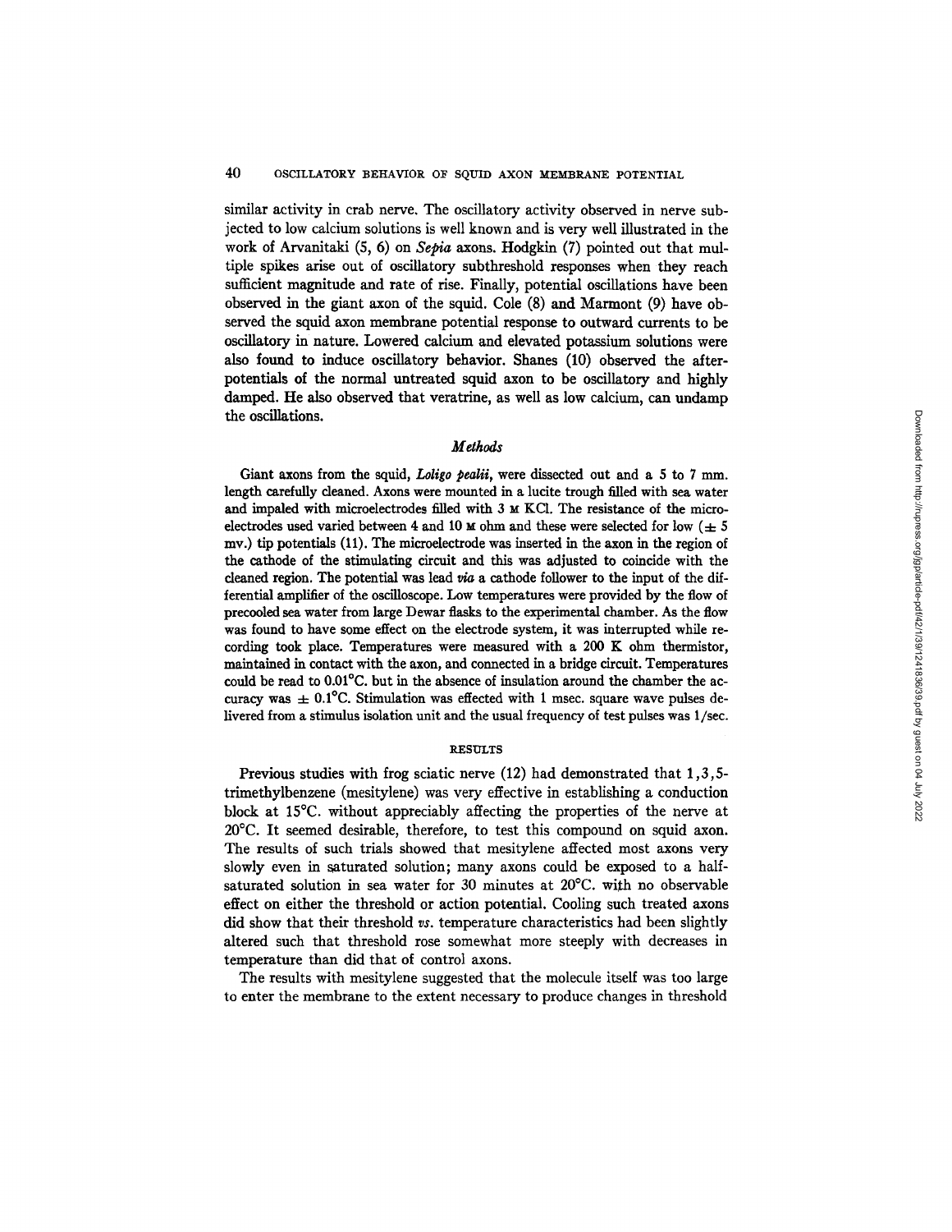similar activity in crab nerve. The oscillatory activity observed in nerve subjected to low calcium solutions is well known and is very well illustrated in the work of Arvanitaki (5, 6) on *Sepia* axons. Hodgkin (7) pointed out that multiple spikes arise out of oscillatory subthreshold responses when they reach sufficient magnitude and rate of rise. Finally, potential oscillations have been observed in the giant axon of the squid. Cole (8) and Marmont (9) have observed the squid axon membrane potential response to outward currents to be oscillatory in nature. Lowered calcium and elevated potassium solutions were also found to induce oscillatory behavior. Shanes (10) observed the after-potentials of the normal untreated squid axon to be oscillatory and highly damped. He also observed that veratrine, as well as low calcium, can undamp the oscillations.

## *Methods*

Giant axons from the squid, *Loligo pealii*, were dissected out and a 5 to 7 mm. length carefully cleaned. Axons were mounted in a lucite trough filled with sea water and impaled with microelectrodes filled with 3 M KCl. The resistance of the microelectrodes used varied between 4 and 10 M ohm and these were selected for low ($\pm$ 5 mv.) tip potentials (11). The microelectrode was inserted in the axon in the region of the cathode of the stimulating circuit and this was adjusted to coincide with the cleaned region. The potential was lead *via* a cathode follower to the input of the differential amplifier of the oscilloscope. Low temperatures were provided by the flow of precooled sea water from large Dewar flasks to the experimental chamber. As the flow was found to have some effect on the electrode system, it was interrupted while recording took place. Temperatures were measured with a 200 K ohm thermistor, maintained in contact with the axon, and connected in a bridge circuit. Temperatures could be read to 0.01°C. but in the absence of insulation around the chamber the accuracy was $\pm$ 0.1°C. Stimulation was effected with 1 msec. square wave pulses delivered from a stimulus isolation unit and the usual frequency of test pulses was 1/sec.

## RESULTS

Previous studies with frog sciatic nerve (12) had demonstrated that 1,3,5-trimethylbenzene (mesitylene) was very effective in establishing a conduction block at 15°C. without appreciably affecting the properties of the nerve at 20°C. It seemed desirable, therefore, to test this compound on squid axon. The results of such trials showed that mesitylene affected most axons very slowly even in saturated solution; many axons could be exposed to a half-saturated solution in sea water for 30 minutes at 20°C. with no observable effect on either the threshold or action potential. Cooling such treated axons did show that their threshold *vs.* temperature characteristics had been slightly altered such that threshold rose somewhat more steeply with decreases in temperature than did that of control axons.

The results with mesitylene suggested that the molecule itself was too large to enter the membrane to the extent necessary to produce changes in threshold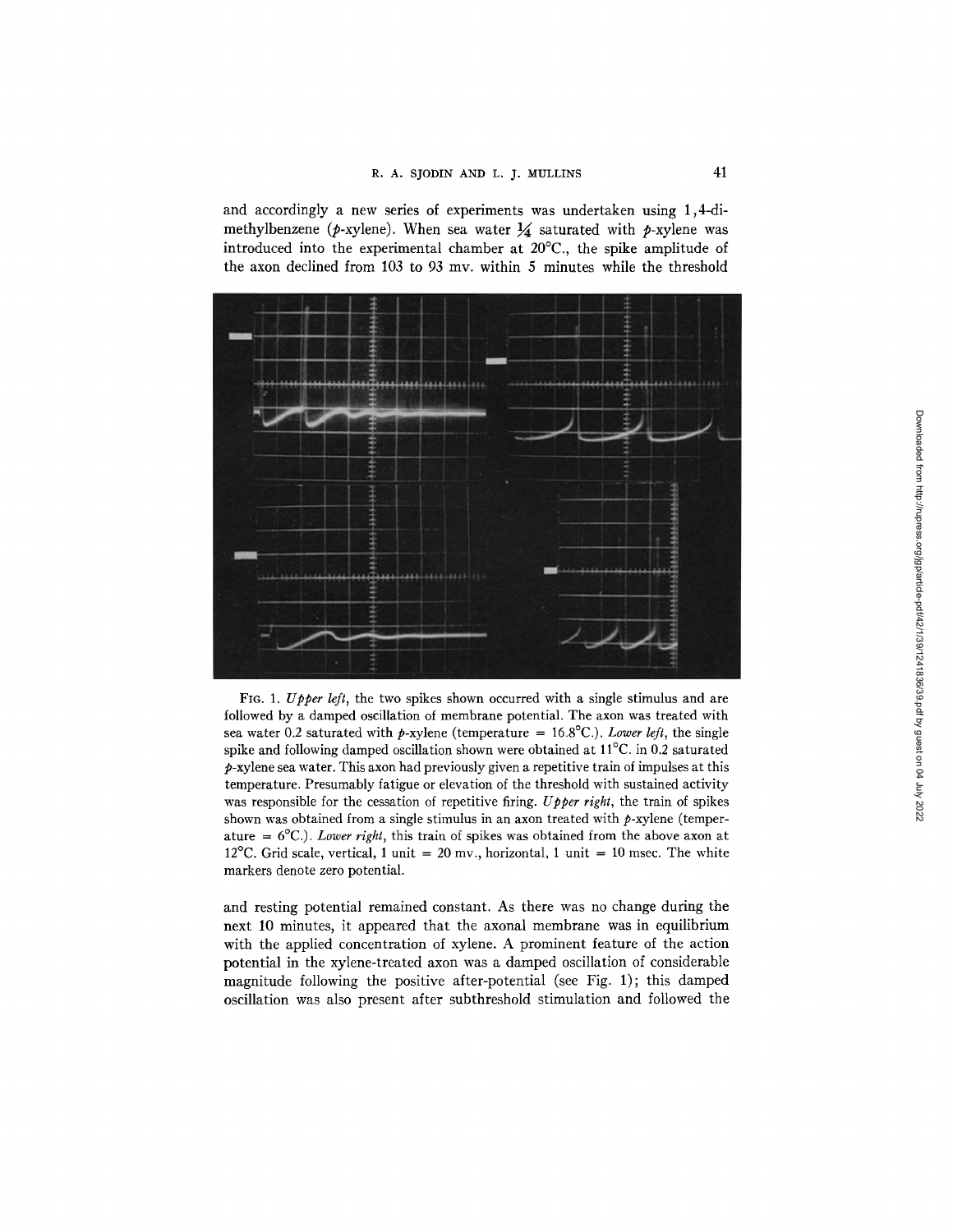and accordingly a new series of experiments was undertaken using 1,4-dimethylbenzene (*p*-xylene). When sea water ¼ saturated with *p*-xylene was introduced into the experimental chamber at 20°C., the spike amplitude of the axon declined from 103 to 93 mv. within 5 minutes while the threshold

FIG. 1. *Upper left*, the two spikes shown occurred with a single stimulus and are followed by a damped oscillation of membrane potential. The axon was treated with sea water 0.2 saturated with *p*-xylene (temperature = 16.8°C.). *Lower left*, the single spike and following damped oscillation shown were obtained at 11°C. in 0.2 saturated *p*-xylene sea water. This axon had previously given a repetitive train of impulses at this temperature. Presumably fatigue or elevation of the threshold with sustained activity was responsible for the cessation of repetitive firing. *Upper right*, the train of spikes shown was obtained from a single stimulus in an axon treated with *p*-xylene (temperature = 6°C.). *Lower right*, this train of spikes was obtained from the above axon at 12°C. Grid scale, vertical, 1 unit = 20 mv., horizontal, 1 unit = 10 msec. The white markers denote zero potential.

and resting potential remained constant. As there was no change during the next 10 minutes, it appeared that the axonal membrane was in equilibrium with the applied concentration of xylene. A prominent feature of the action potential in the xylene-treated axon was a damped oscillation of considerable magnitude following the positive after-potential (see Fig. 1); this damped oscillation was also present after subthreshold stimulation and followed the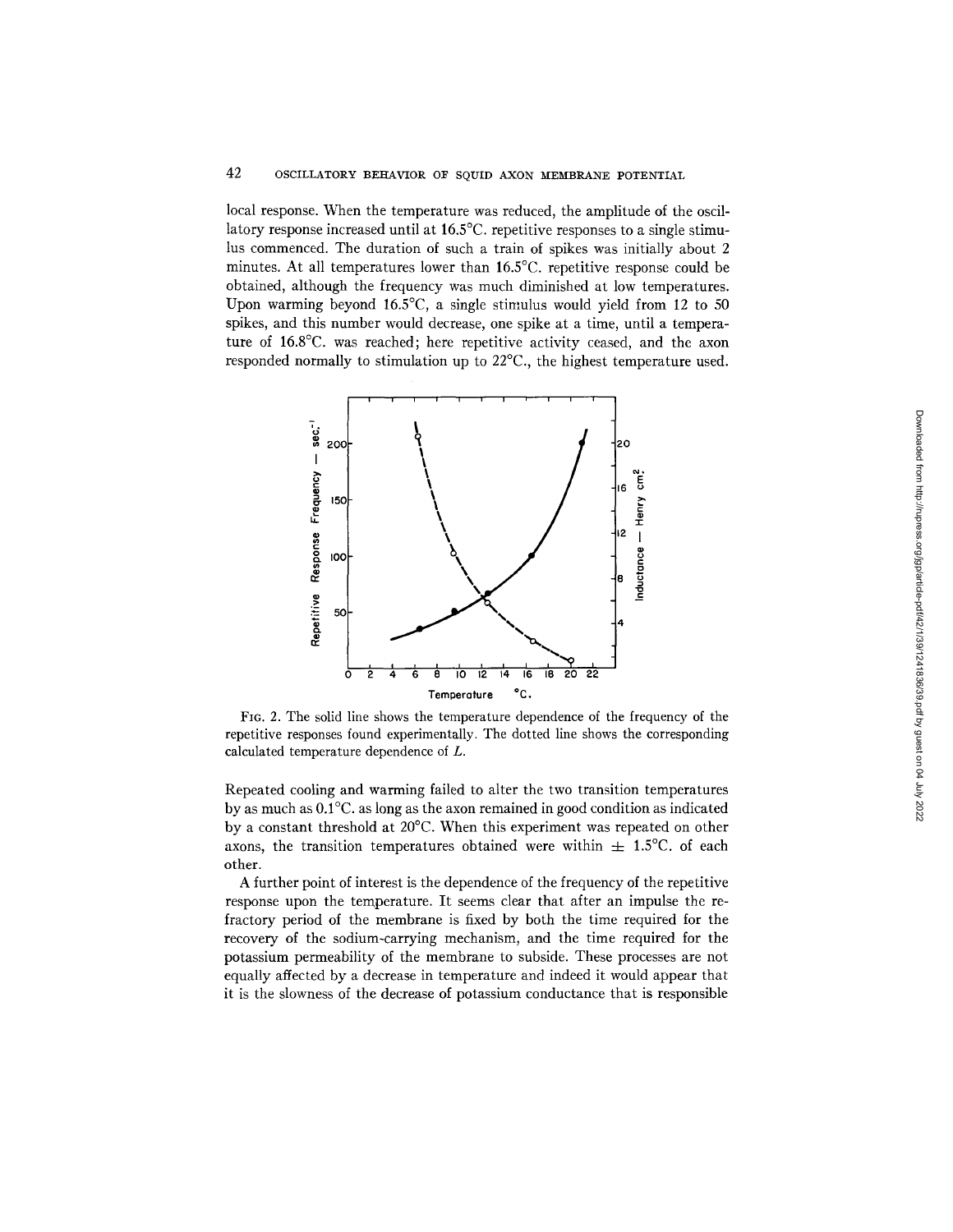local response. When the temperature was reduced, the amplitude of the oscillatory response increased until at 16.5°C. repetitive responses to a single stimulus commenced. The duration of such a train of spikes was initially about 2 minutes. At all temperatures lower than 16.5°C. repetitive response could be obtained, although the frequency was much diminished at low temperatures. Upon warming beyond 16.5°C, a single stimulus would yield from 12 to 50 spikes, and this number would decrease, one spike at a time, until a temperature of 16.8°C. was reached; here repetitive activity ceased, and the axon responded normally to stimulation up to 22°C., the highest temperature used.

FIG. 2. The solid line shows the temperature dependence of the frequency of the repetitive responses found experimentally. The dotted line shows the corresponding calculated temperature dependence of $L$.

Repeated cooling and warming failed to alter the two transition temperatures by as much as 0.1°C. as long as the axon remained in good condition as indicated by a constant threshold at 20°C. When this experiment was repeated on other axons, the transition temperatures obtained were within ± 1.5°C. of each other.

A further point of interest is the dependence of the frequency of the repetitive response upon the temperature. It seems clear that after an impulse the refractory period of the membrane is fixed by both the time required for the recovery of the sodium-carrying mechanism, and the time required for the potassium permeability of the membrane to subside. These processes are not equally affected by a decrease in temperature and indeed it would appear that it is the slowness of the decrease of potassium conductance that is responsible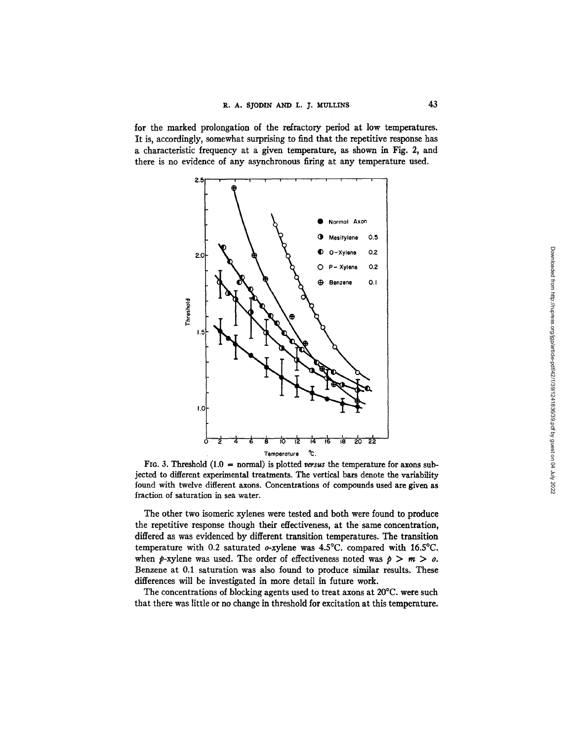for the marked prolongation of the refractory period at low temperatures. It is, accordingly, somewhat surprising to find that the repetitive response has a characteristic frequency at a given temperature, as shown in Fig. 2, and there is no evidence of any asynchronous firing at any temperature used.

FIG. 3. Threshold (1.0 = normal) is plotted *versus* the temperature for axons subjected to different experimental treatments. The vertical bars denote the variability found with twelve different axons. Concentrations of compounds used are given as fraction of saturation in sea water.

The other two isomeric xylenes were tested and both were found to produce the repetitive response though their effectiveness, at the same concentration, differed as was evidenced by different transition temperatures. The transition temperature with 0.2 saturated *o*-xylene was 4.5°C. compared with 16.5°C. when *p*-xylene was used. The order of effectiveness noted was $p > m > o$. Benzene at 0.1 saturation was also found to produce similar results. These differences will be investigated in more detail in future work.

The concentrations of blocking agents used to treat axons at 20°C. were such that there was little or no change in threshold for excitation at this temperature.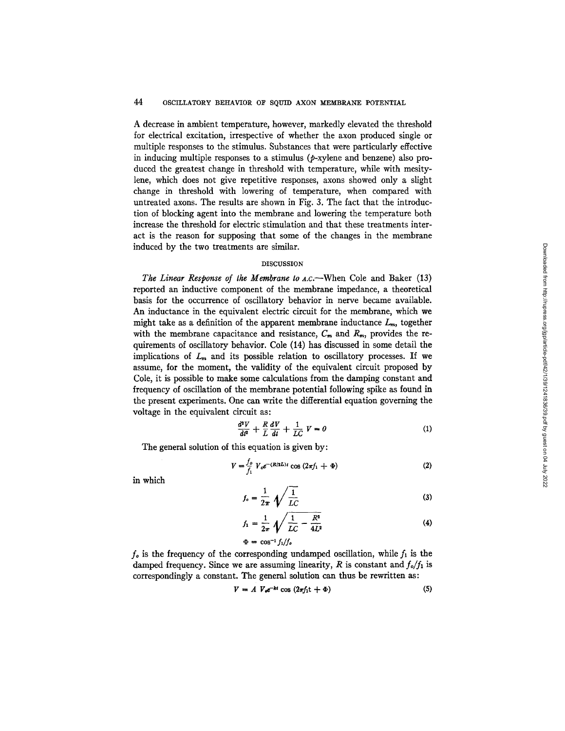A decrease in ambient temperature, however, markedly elevated the threshold for electrical excitation, irrespective of whether the axon produced single or multiple responses to the stimulus. Substances that were particularly effective in inducing multiple responses to a stimulus (*p*-xylene and benzene) also produced the greatest change in threshold with temperature, while with mesitylene, which does not give repetitive responses, axons showed only a slight change in threshold with lowering of temperature, when compared with untreated axons. The results are shown in Fig. 3. The fact that the introduction of blocking agent into the membrane and lowering the temperature both increase the threshold for electric stimulation and that these treatments interact is the reason for supposing that some of the changes in the membrane induced by the two treatments are similar.

## DISCUSSION

*The Linear Response of the Membrane to A.C.*—When Cole and Baker (13) reported an inductive component of the membrane impedance, a theoretical basis for the occurrence of oscillatory behavior in nerve became available. An inductance in the equivalent electric circuit for the membrane, which we might take as a definition of the apparent membrane inductance $L_m$, together with the membrane capacitance and resistance, $C_m$ and $R_m$, provides the requirements of oscillatory behavior. Cole (14) has discussed in some detail the implications of $L_m$ and its possible relation to oscillatory processes. If we assume, for the moment, the validity of the equivalent circuit proposed by Cole, it is possible to make some calculations from the damping constant and frequency of oscillation of the membrane potential following spike as found in the present experiments. One can write the differential equation governing the voltage in the equivalent circuit as:

$$\frac{d^2V}{dt^2} + \frac{R}{L}\frac{dV}{dt} + \frac{1}{LC}V = 0 \tag{1}$$

The general solution of this equation is given by:

$$V = \frac{f_o}{f_1} V_o e^{-(R/2L)t} \cos (2\pi f_1 + \Phi) \tag{2}$$

in which

$$f_o = \frac{1}{2\pi}\sqrt{\frac{1}{LC}} \tag{3}$$

$$f_1 = \frac{1}{2\pi}\sqrt{\frac{1}{LC} - \frac{R^2}{4L^2}} \tag{4}$$

$$\Phi = \cos^{-1} f_1/f_o$$

$f_o$ is the frequency of the corresponding undamped oscillation, while $f_1$ is the damped frequency. Since we are assuming linearity, $R$ is constant and $f_o/f_1$ is correspondingly a constant. The general solution can thus be rewritten as:

$$V = A\ V_o e^{-kt} \cos (2\pi f_1 t + \Phi) \tag{5}$$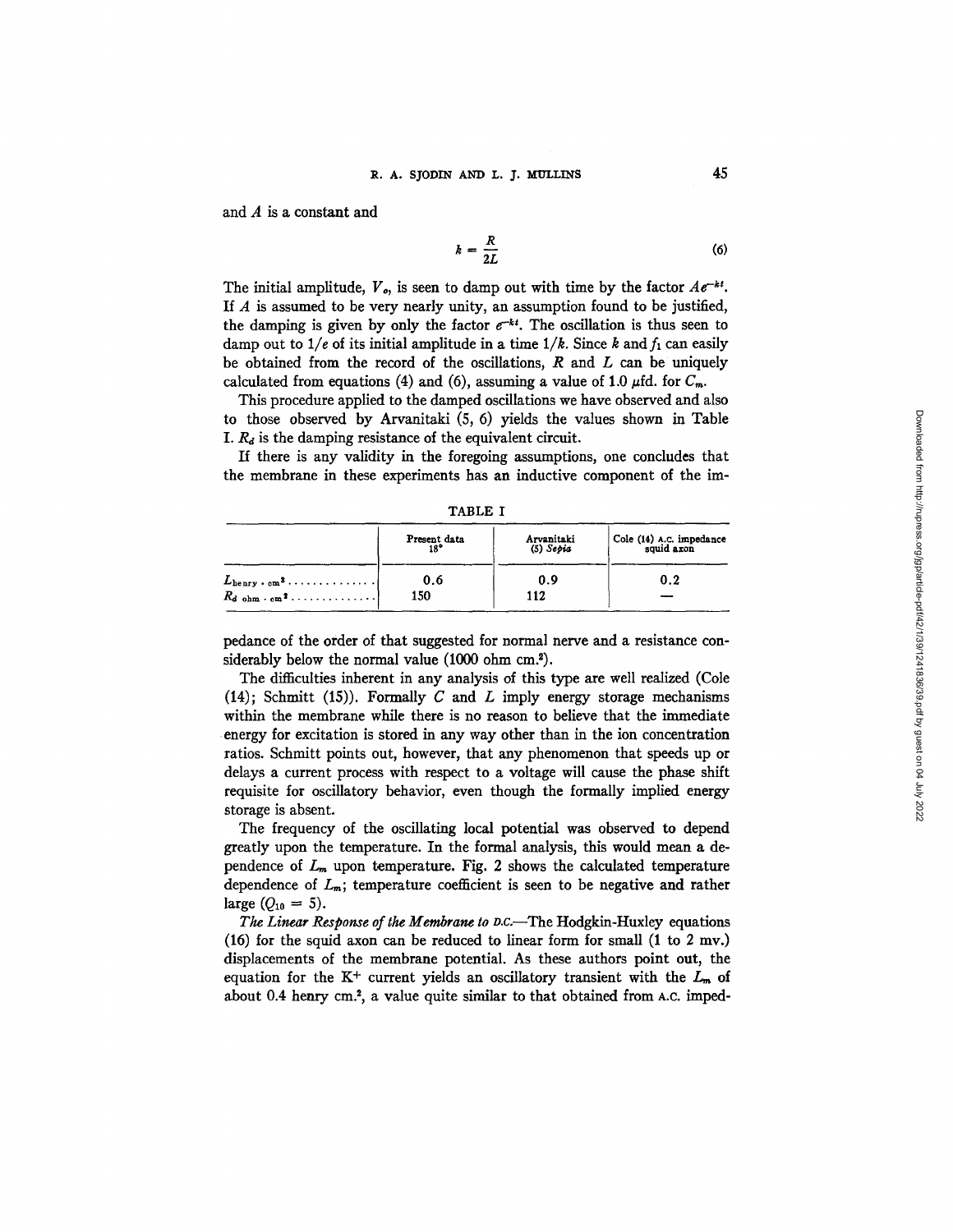and $A$ is a constant and

$$k = \frac{R}{2L} \tag{6}$$

The initial amplitude, $V_o$, is seen to damp out with time by the factor $Ae^{-kt}$. If $A$ is assumed to be very nearly unity, an assumption found to be justified, the damping is given by only the factor $e^{-kt}$. The oscillation is thus seen to damp out to $1/e$ of its initial amplitude in a time $1/k$. Since $k$ and $f_1$ can easily be obtained from the record of the oscillations, $R$ and $L$ can be uniquely calculated from equations (4) and (6), assuming a value of 1.0 $\mu$fd. for $C_m$.

This procedure applied to the damped oscillations we have observed and also to those observed by Arvanitaki (5, 6) yields the values shown in Table I. $R_d$ is the damping resistance of the equivalent circuit.

If there is any validity in the foregoing assumptions, one concludes that the membrane in these experiments has an inductive component of the impedance of the order of that suggested for normal nerve and a resistance considerably below the normal value (1000 ohm cm.$^2$).

TABLE I

| | Present data 18° | Arvanitaki (5) *Sepia* | Cole (14) A.C. impedance squid axon |
|---|---|---|---|
| $L_{\text{henry} \cdot \text{cm}^2}$ | 0.6 | 0.9 | 0.2 |
| $R_{d\ \text{ohm} \cdot \text{cm}^2}$ | 150 | 112 | — |

The difficulties inherent in any analysis of this type are well realized (Cole (14); Schmitt (15)). Formally $C$ and $L$ imply energy storage mechanisms within the membrane while there is no reason to believe that the immediate energy for excitation is stored in any way other than in the ion concentration ratios. Schmitt points out, however, that any phenomenon that speeds up or delays a current process with respect to a voltage will cause the phase shift requisite for oscillatory behavior, even though the formally implied energy storage is absent.

The frequency of the oscillating local potential was observed to depend greatly upon the temperature. In the formal analysis, this would mean a dependence of $L_m$ upon temperature. Fig. 2 shows the calculated temperature dependence of $L_m$; temperature coefficient is seen to be negative and rather large ($Q_{10} = 5$).

*The Linear Response of the Membrane to D.C.*—The Hodgkin-Huxley equations (16) for the squid axon can be reduced to linear form for small (1 to 2 mv.) displacements of the membrane potential. As these authors point out, the equation for the $K^+$ current yields an oscillatory transient with the $L_m$ of about 0.4 henry cm.$^2$, a value quite similar to that obtained from A.C. imped-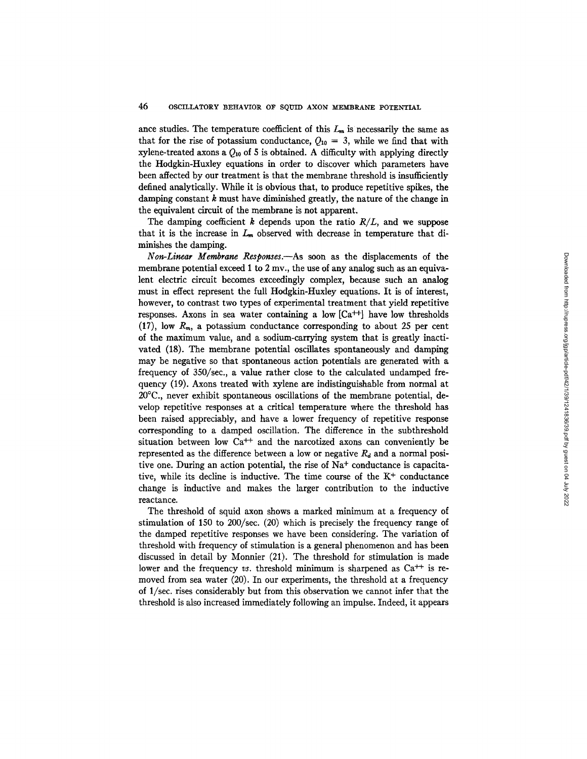ance studies. The temperature coefficient of this $L_m$ is necessarily the same as that for the rise of potassium conductance, $Q_{10} = 3$, while we find that with xylene-treated axons a $Q_{10}$ of 5 is obtained. A difficulty with applying directly the Hodgkin-Huxley equations in order to discover which parameters have been affected by our treatment is that the membrane threshold is insufficiently defined analytically. While it is obvious that, to produce repetitive spikes, the damping constant $k$ must have diminished greatly, the nature of the change in the equivalent circuit of the membrane is not apparent.

The damping coefficient $k$ depends upon the ratio $R/L$, and we suppose that it is the increase in $L_m$ observed with decrease in temperature that diminishes the damping.

*Non-Linear Membrane Responses.*—As soon as the displacements of the membrane potential exceed 1 to 2 mv., the use of any analog such as an equivalent electric circuit becomes exceedingly complex, because such an analog must in effect represent the full Hodgkin-Huxley equations. It is of interest, however, to contrast two types of experimental treatment that yield repetitive responses. Axons in sea water containing a low [$Ca^{++}$] have low thresholds (17), low $R_m$, a potassium conductance corresponding to about 25 per cent of the maximum value, and a sodium-carrying system that is greatly inactivated (18). The membrane potential oscillates spontaneously and damping may be negative so that spontaneous action potentials are generated with a frequency of 350/sec., a value rather close to the calculated undamped frequency (19). Axons treated with xylene are indistinguishable from normal at 20°C., never exhibit spontaneous oscillations of the membrane potential, develop repetitive responses at a critical temperature where the threshold has been raised appreciably, and have a lower frequency of repetitive response corresponding to a damped oscillation. The difference in the subthreshold situation between low $Ca^{++}$ and the narcotized axons can conveniently be represented as the difference between a low or negative $R_d$ and a normal positive one. During an action potential, the rise of $Na^+$ conductance is capacitative, while its decline is inductive. The time course of the $K^+$ conductance change is inductive and makes the larger contribution to the inductive reactance.

The threshold of squid axon shows a marked minimum at a frequency of stimulation of 150 to 200/sec. (20) which is precisely the frequency range of the damped repetitive responses we have been considering. The variation of threshold with frequency of stimulation is a general phenomenon and has been discussed in detail by Monnier (21). The threshold for stimulation is made lower and the frequency *vs.* threshold minimum is sharpened as $Ca^{++}$ is removed from sea water (20). In our experiments, the threshold at a frequency of 1/sec. rises considerably but from this observation we cannot infer that the threshold is also increased immediately following an impulse. Indeed, it appears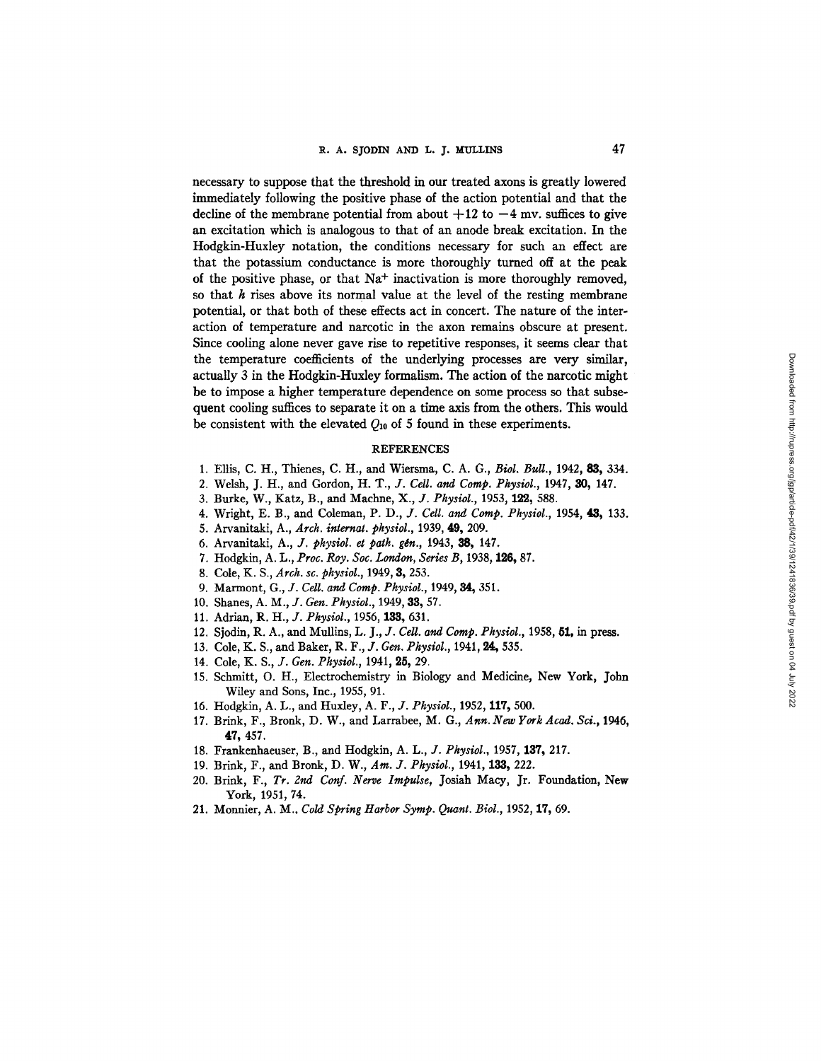necessary to suppose that the threshold in our treated axons is greatly lowered immediately following the positive phase of the action potential and that the decline of the membrane potential from about +12 to −4 mv. suffices to give an excitation which is analogous to that of an anode break excitation. In the Hodgkin-Huxley notation, the conditions necessary for such an effect are that the potassium conductance is more thoroughly turned off at the peak of the positive phase, or that $Na^+$ inactivation is more thoroughly removed, so that $h$ rises above its normal value at the level of the resting membrane potential, or that both of these effects act in concert. The nature of the interaction of temperature and narcotic in the axon remains obscure at present. Since cooling alone never gave rise to repetitive responses, it seems clear that the temperature coefficients of the underlying processes are very similar, actually 3 in the Hodgkin-Huxley formalism. The action of the narcotic might be to impose a higher temperature dependence on some process so that subsequent cooling suffices to separate it on a time axis from the others. This would be consistent with the elevated $Q_{10}$ of 5 found in these experiments.

## REFERENCES

1. Ellis, C. H., Thienes, C. H., and Wiersma, C. A. G., *Biol. Bull.*, 1942, **83**, 334.
2. Welsh, J. H., and Gordon, H. T., *J. Cell. and Comp. Physiol.*, 1947, **30**, 147.
3. Burke, W., Katz, B., and Machne, X., *J. Physiol.*, 1953, **122**, 588.
4. Wright, E. B., and Coleman, P. D., *J. Cell. and Comp. Physiol.*, 1954, **43**, 133.
5. Arvanitaki, A., *Arch. internat. physiol.*, 1939, **49**, 209.
6. Arvanitaki, A., *J. physiol. et path. gén.*, 1943, **38**, 147.
7. Hodgkin, A. L., *Proc. Roy. Soc. London, Series B*, 1938, **126**, 87.
8. Cole, K. S., *Arch. sc. physiol.*, 1949, **3**, 253.
9. Marmont, G., *J. Cell. and Comp. Physiol.*, 1949, **34**, 351.
10. Shanes, A. M., *J. Gen. Physiol.*, 1949, **33**, 57.
11. Adrian, R. H., *J. Physiol.*, 1956, **133**, 631.
12. Sjodin, R. A., and Mullins, L. J., *J. Cell. and Comp. Physiol.*, 1958, **51**, in press.
13. Cole, K. S., and Baker, R. F., *J. Gen. Physiol.*, 1941, **24**, 535.
14. Cole, K. S., *J. Gen. Physiol.*, 1941, **25**, 29.
15. Schmitt, O. H., Electrochemistry in Biology and Medicine, New York, John Wiley and Sons, Inc., 1955, 91.
16. Hodgkin, A. L., and Huxley, A. F., *J. Physiol.*, 1952, **117**, 500.
17. Brink, F., Bronk, D. W., and Larrabee, M. G., *Ann. New York Acad. Sci.*, 1946, **47**, 457.
18. Frankenhaeuser, B., and Hodgkin, A. L., *J. Physiol.*, 1957, **137**, 217.
19. Brink, F., and Bronk, D. W., *Am. J. Physiol.*, 1941, **133**, 222.
20. Brink, F., *Tr. 2nd Conf. Nerve Impulse*, Josiah Macy, Jr. Foundation, New York, 1951, 74.
21. Monnier, A. M., *Cold Spring Harbor Symp. Quant. Biol.*, 1952, **17**, 69.